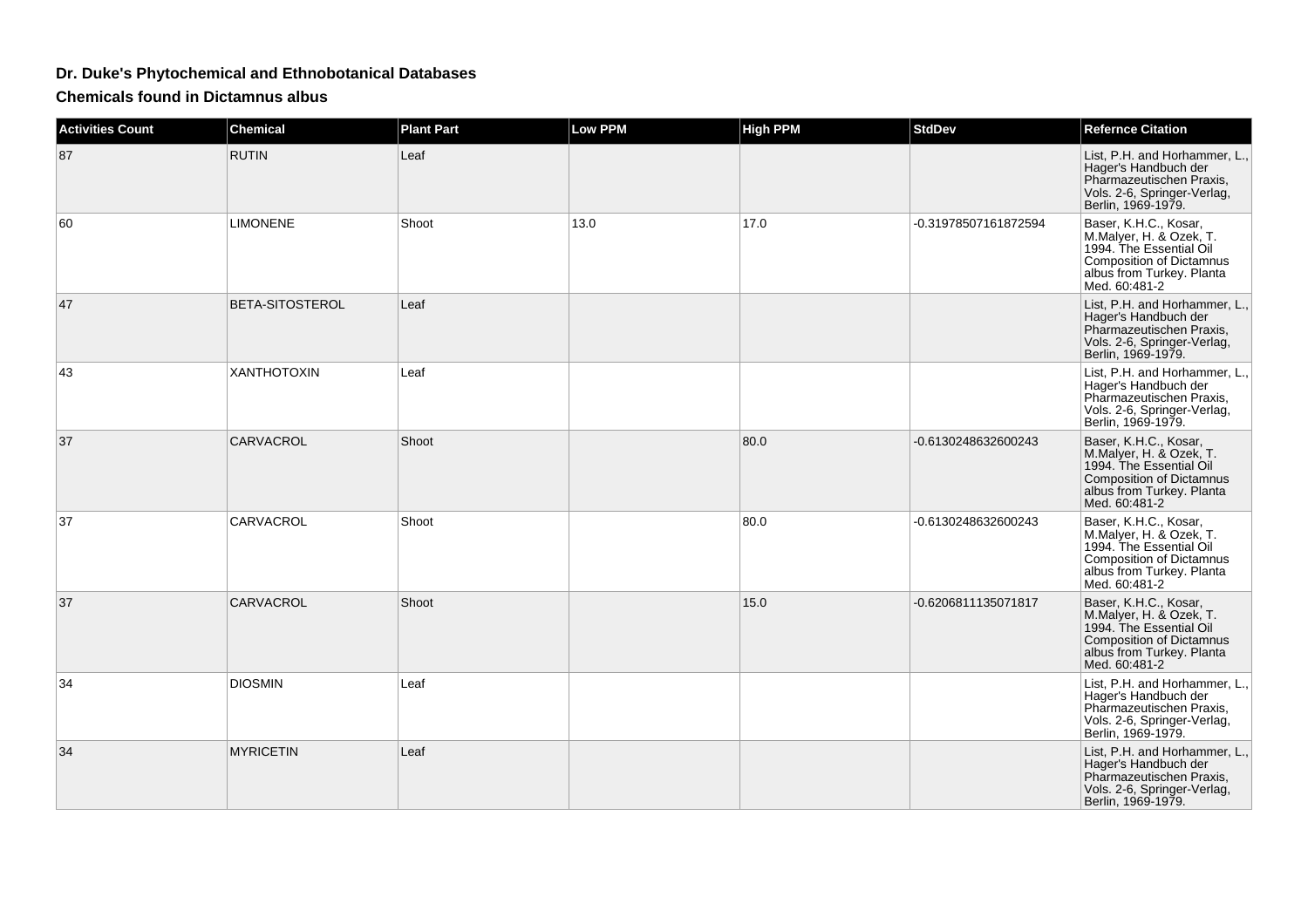## Dr. Duke's Phytochemical and Ethnobotanical Databases

### Chemicals found in Dictamnus albus

| Activities Count | Chemical | Plant Part | Low PPM | High PPM | StdDev | Refernce Citation |
|---|---|---|---|---|---|---|
| 87 | RUTIN | Leaf | | | | List, P.H. and Horhammer, L., Hager's Handbuch der Pharmazeutischen Praxis, Vols. 2-6, Springer-Verlag, Berlin, 1969-1979. |
| 60 | LIMONENE | Shoot | 13.0 | 17.0 | -0.31978507161872594 | Baser, K.H.C., Kosar, M.Malyer, H. & Ozek, T. 1994. The Essential Oil Composition of Dictamnus albus from Turkey. Planta Med. 60:481-2 |
| 47 | BETA-SITOSTEROL | Leaf | | | | List, P.H. and Horhammer, L., Hager's Handbuch der Pharmazeutischen Praxis, Vols. 2-6, Springer-Verlag, Berlin, 1969-1979. |
| 43 | XANTHOTOXIN | Leaf | | | | List, P.H. and Horhammer, L., Hager's Handbuch der Pharmazeutischen Praxis, Vols. 2-6, Springer-Verlag, Berlin, 1969-1979. |
| 37 | CARVACROL | Shoot | | 80.0 | -0.6130248632600243 | Baser, K.H.C., Kosar, M.Malyer, H. & Ozek, T. 1994. The Essential Oil Composition of Dictamnus albus from Turkey. Planta Med. 60:481-2 |
| 37 | CARVACROL | Shoot | | 80.0 | -0.6130248632600243 | Baser, K.H.C., Kosar, M.Malyer, H. & Ozek, T. 1994. The Essential Oil Composition of Dictamnus albus from Turkey. Planta Med. 60:481-2 |
| 37 | CARVACROL | Shoot | | 15.0 | -0.6206811135071817 | Baser, K.H.C., Kosar, M.Malyer, H. & Ozek, T. 1994. The Essential Oil Composition of Dictamnus albus from Turkey. Planta Med. 60:481-2 |
| 34 | DIOSMIN | Leaf | | | | List, P.H. and Horhammer, L., Hager's Handbuch der Pharmazeutischen Praxis, Vols. 2-6, Springer-Verlag, Berlin, 1969-1979. |
| 34 | MYRICETIN | Leaf | | | | List, P.H. and Horhammer, L., Hager's Handbuch der Pharmazeutischen Praxis, Vols. 2-6, Springer-Verlag, Berlin, 1969-1979. |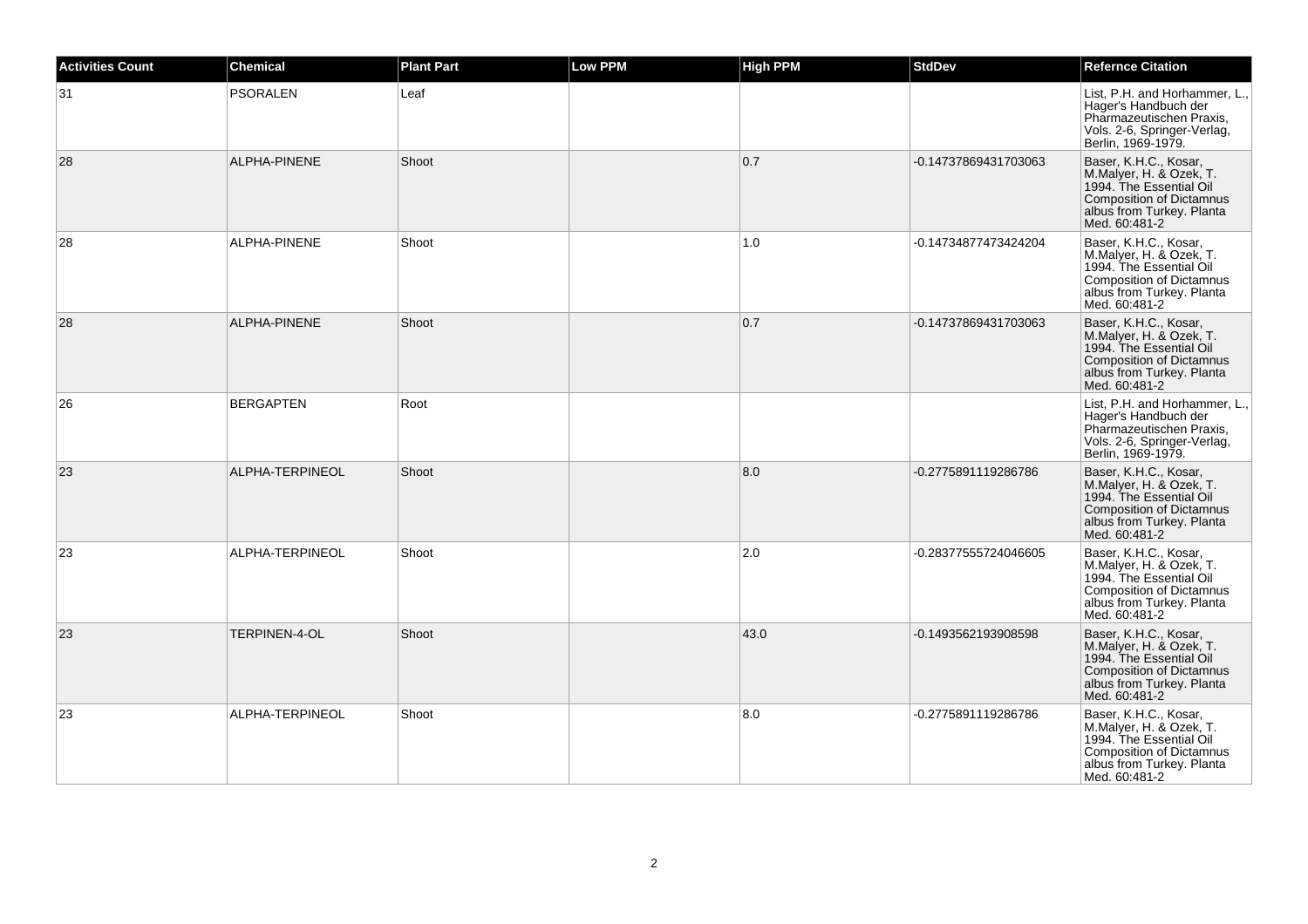| Activities Count | Chemical | Plant Part | Low PPM | High PPM | StdDev | Refernce Citation |
| --- | --- | --- | --- | --- | --- | --- |
| 31 | PSORALEN | Leaf | | | | List, P.H. and Horhammer, L., Hager's Handbuch der Pharmazeutischen Praxis, Vols. 2-6, Springer-Verlag, Berlin, 1969-1979. |
| 28 | ALPHA-PINENE | Shoot | | 0.7 | -0.14737869431703063 | Baser, K.H.C., Kosar, M.Malyer, H. & Ozek, T. 1994. The Essential Oil Composition of Dictamnus albus from Turkey. Planta Med. 60:481-2 |
| 28 | ALPHA-PINENE | Shoot | | 1.0 | -0.14734877473424204 | Baser, K.H.C., Kosar, M.Malyer, H. & Ozek, T. 1994. The Essential Oil Composition of Dictamnus albus from Turkey. Planta Med. 60:481-2 |
| 28 | ALPHA-PINENE | Shoot | | 0.7 | -0.14737869431703063 | Baser, K.H.C., Kosar, M.Malyer, H. & Ozek, T. 1994. The Essential Oil Composition of Dictamnus albus from Turkey. Planta Med. 60:481-2 |
| 26 | BERGAPTEN | Root | | | | List, P.H. and Horhammer, L., Hager's Handbuch der Pharmazeutischen Praxis, Vols. 2-6, Springer-Verlag, Berlin, 1969-1979. |
| 23 | ALPHA-TERPINEOL | Shoot | | 8.0 | -0.2775891119286786 | Baser, K.H.C., Kosar, M.Malyer, H. & Ozek, T. 1994. The Essential Oil Composition of Dictamnus albus from Turkey. Planta Med. 60:481-2 |
| 23 | ALPHA-TERPINEOL | Shoot | | 2.0 | -0.28377555724046605 | Baser, K.H.C., Kosar, M.Malyer, H. & Ozek, T. 1994. The Essential Oil Composition of Dictamnus albus from Turkey. Planta Med. 60:481-2 |
| 23 | TERPINEN-4-OL | Shoot | | 43.0 | -0.1493562193908598 | Baser, K.H.C., Kosar, M.Malyer, H. & Ozek, T. 1994. The Essential Oil Composition of Dictamnus albus from Turkey. Planta Med. 60:481-2 |
| 23 | ALPHA-TERPINEOL | Shoot | | 8.0 | -0.2775891119286786 | Baser, K.H.C., Kosar, M.Malyer, H. & Ozek, T. 1994. The Essential Oil Composition of Dictamnus albus from Turkey. Planta Med. 60:481-2 |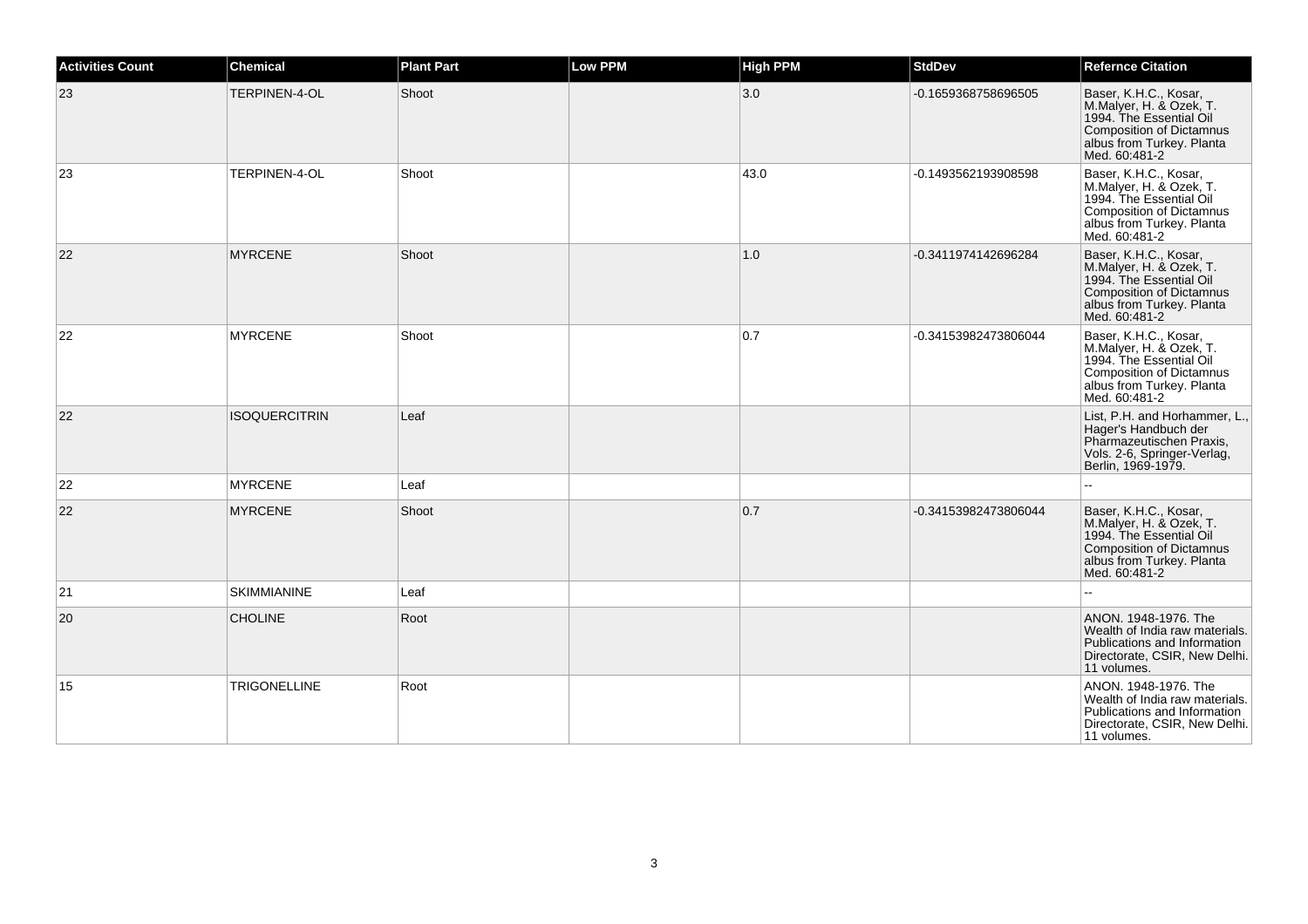| Activities Count | Chemical | Plant Part | Low PPM | High PPM | StdDev | Refernce Citation |
|---|---|---|---|---|---|---|
| 23 | TERPINEN-4-OL | Shoot | | 3.0 | -0.1659368758696505 | Baser, K.H.C., Kosar, M.Malyer, H. & Ozek, T. 1994. The Essential Oil Composition of Dictamnus albus from Turkey. Planta Med. 60:481-2 |
| 23 | TERPINEN-4-OL | Shoot | | 43.0 | -0.1493562193908598 | Baser, K.H.C., Kosar, M.Malyer, H. & Ozek, T. 1994. The Essential Oil Composition of Dictamnus albus from Turkey. Planta Med. 60:481-2 |
| 22 | MYRCENE | Shoot | | 1.0 | -0.3411974142696284 | Baser, K.H.C., Kosar, M.Malyer, H. & Ozek, T. 1994. The Essential Oil Composition of Dictamnus albus from Turkey. Planta Med. 60:481-2 |
| 22 | MYRCENE | Shoot | | 0.7 | -0.34153982473806044 | Baser, K.H.C., Kosar, M.Malyer, H. & Ozek, T. 1994. The Essential Oil Composition of Dictamnus albus from Turkey. Planta Med. 60:481-2 |
| 22 | ISOQUERCITRIN | Leaf | | | | List, P.H. and Horhammer, L., Hager's Handbuch der Pharmazeutischen Praxis, Vols. 2-6, Springer-Verlag, Berlin, 1969-1979. |
| 22 | MYRCENE | Leaf | | | | -- |
| 22 | MYRCENE | Shoot | | 0.7 | -0.34153982473806044 | Baser, K.H.C., Kosar, M.Malyer, H. & Ozek, T. 1994. The Essential Oil Composition of Dictamnus albus from Turkey. Planta Med. 60:481-2 |
| 21 | SKIMMIANINE | Leaf | | | | -- |
| 20 | CHOLINE | Root | | | | ANON. 1948-1976. The Wealth of India raw materials. Publications and Information Directorate, CSIR, New Delhi. 11 volumes. |
| 15 | TRIGONELLINE | Root | | | | ANON. 1948-1976. The Wealth of India raw materials. Publications and Information Directorate, CSIR, New Delhi. 11 volumes. |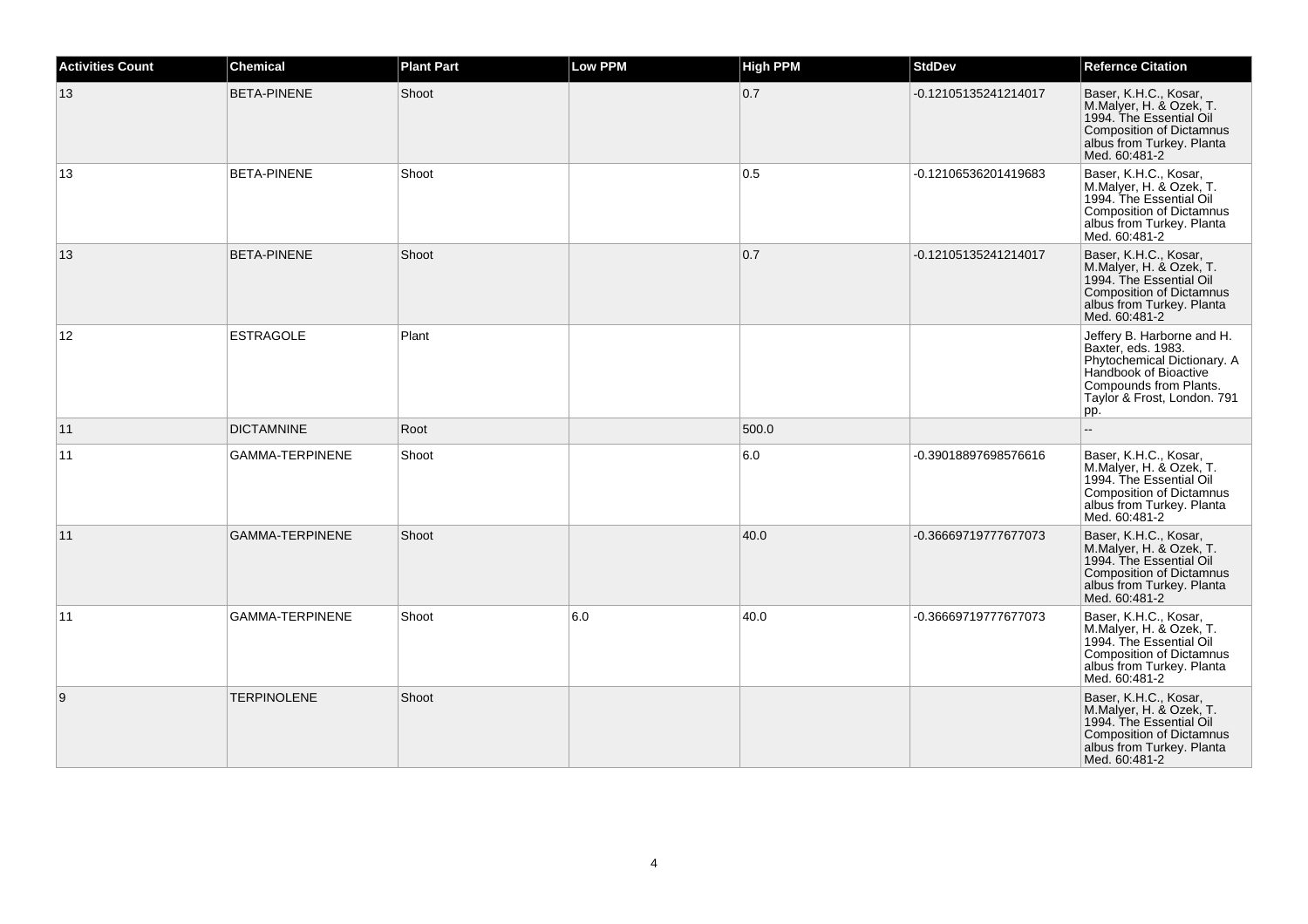| Activities Count | Chemical | Plant Part | Low PPM | High PPM | StdDev | Refernce Citation |
| --- | --- | --- | --- | --- | --- | --- |
| 13 | BETA-PINENE | Shoot | | 0.7 | -0.12105135241214017 | Baser, K.H.C., Kosar, M.Malyer, H. & Ozek, T. 1994. The Essential Oil Composition of Dictamnus albus from Turkey. Planta Med. 60:481-2 |
| 13 | BETA-PINENE | Shoot | | 0.5 | -0.12106536201419683 | Baser, K.H.C., Kosar, M.Malyer, H. & Ozek, T. 1994. The Essential Oil Composition of Dictamnus albus from Turkey. Planta Med. 60:481-2 |
| 13 | BETA-PINENE | Shoot | | 0.7 | -0.12105135241214017 | Baser, K.H.C., Kosar, M.Malyer, H. & Ozek, T. 1994. The Essential Oil Composition of Dictamnus albus from Turkey. Planta Med. 60:481-2 |
| 12 | ESTRAGOLE | Plant | | | | Jeffery B. Harborne and H. Baxter, eds. 1983. Phytochemical Dictionary. A Handbook of Bioactive Compounds from Plants. Taylor & Frost, London. 791 pp. |
| 11 | DICTAMNINE | Root | | 500.0 | | -- |
| 11 | GAMMA-TERPINENE | Shoot | | 6.0 | -0.39018897698576616 | Baser, K.H.C., Kosar, M.Malyer, H. & Ozek, T. 1994. The Essential Oil Composition of Dictamnus albus from Turkey. Planta Med. 60:481-2 |
| 11 | GAMMA-TERPINENE | Shoot | | 40.0 | -0.36669719777677073 | Baser, K.H.C., Kosar, M.Malyer, H. & Ozek, T. 1994. The Essential Oil Composition of Dictamnus albus from Turkey. Planta Med. 60:481-2 |
| 11 | GAMMA-TERPINENE | Shoot | 6.0 | 40.0 | -0.36669719777677073 | Baser, K.H.C., Kosar, M.Malyer, H. & Ozek, T. 1994. The Essential Oil Composition of Dictamnus albus from Turkey. Planta Med. 60:481-2 |
| 9 | TERPINOLENE | Shoot | | | | Baser, K.H.C., Kosar, M.Malyer, H. & Ozek, T. 1994. The Essential Oil Composition of Dictamnus albus from Turkey. Planta Med. 60:481-2 |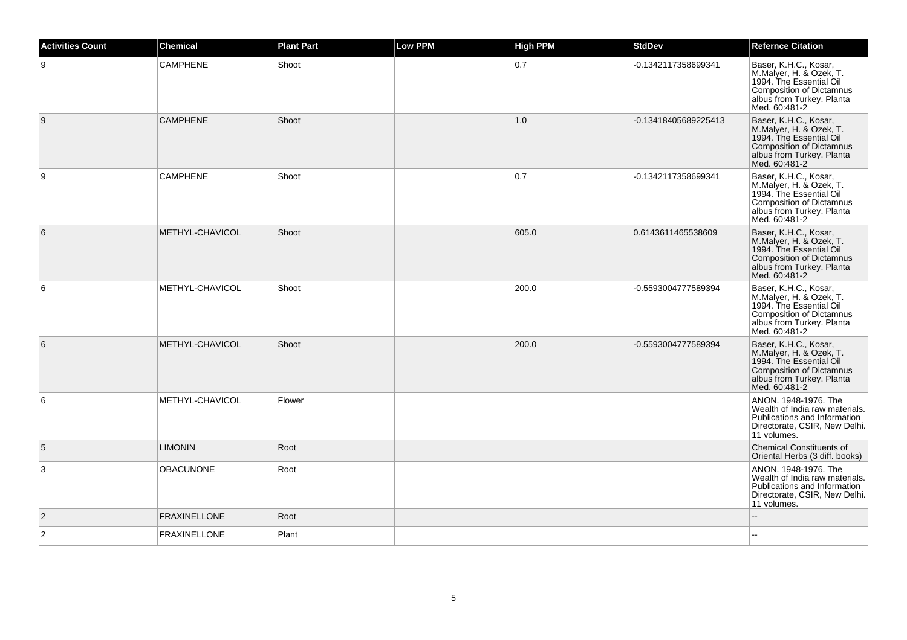| Activities Count | Chemical | Plant Part | Low PPM | High PPM | StdDev | Refernce Citation |
|---|---|---|---|---|---|---|
| 9 | CAMPHENE | Shoot | | 0.7 | -0.1342117358699341 | Baser, K.H.C., Kosar, M.Malyer, H. & Ozek, T. 1994. The Essential Oil Composition of Dictamnus albus from Turkey. Planta Med. 60:481-2 |
| 9 | CAMPHENE | Shoot | | 1.0 | -0.13418405689225413 | Baser, K.H.C., Kosar, M.Malyer, H. & Ozek, T. 1994. The Essential Oil Composition of Dictamnus albus from Turkey. Planta Med. 60:481-2 |
| 9 | CAMPHENE | Shoot | | 0.7 | -0.1342117358699341 | Baser, K.H.C., Kosar, M.Malyer, H. & Ozek, T. 1994. The Essential Oil Composition of Dictamnus albus from Turkey. Planta Med. 60:481-2 |
| 6 | METHYL-CHAVICOL | Shoot | | 605.0 | 0.6143611465538609 | Baser, K.H.C., Kosar, M.Malyer, H. & Ozek, T. 1994. The Essential Oil Composition of Dictamnus albus from Turkey. Planta Med. 60:481-2 |
| 6 | METHYL-CHAVICOL | Shoot | | 200.0 | -0.5593004777589394 | Baser, K.H.C., Kosar, M.Malyer, H. & Ozek, T. 1994. The Essential Oil Composition of Dictamnus albus from Turkey. Planta Med. 60:481-2 |
| 6 | METHYL-CHAVICOL | Shoot | | 200.0 | -0.5593004777589394 | Baser, K.H.C., Kosar, M.Malyer, H. & Ozek, T. 1994. The Essential Oil Composition of Dictamnus albus from Turkey. Planta Med. 60:481-2 |
| 6 | METHYL-CHAVICOL | Flower | | | | ANON. 1948-1976. The Wealth of India raw materials. Publications and Information Directorate, CSIR, New Delhi. 11 volumes. |
| 5 | LIMONIN | Root | | | | Chemical Constituents of Oriental Herbs (3 diff. books) |
| 3 | OBACUNONE | Root | | | | ANON. 1948-1976. The Wealth of India raw materials. Publications and Information Directorate, CSIR, New Delhi. 11 volumes. |
| 2 | FRAXINELLONE | Root | | | | -- |
| 2 | FRAXINELLONE | Plant | | | | -- |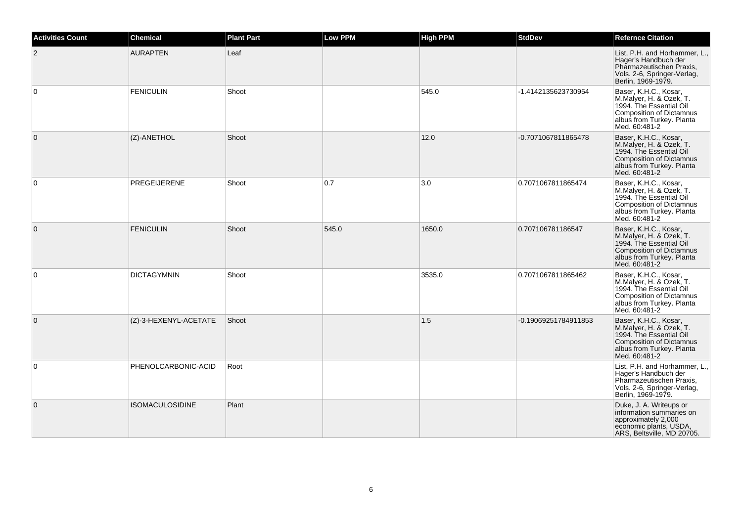| Activities Count | Chemical | Plant Part | Low PPM | High PPM | StdDev | Refernce Citation |
|---|---|---|---|---|---|---|
| 2 | AURAPTEN | Leaf | | | | List, P.H. and Horhammer, L., Hager's Handbuch der Pharmazeutischen Praxis, Vols. 2-6, Springer-Verlag, Berlin, 1969-1979. |
| 0 | FENICULIN | Shoot | | 545.0 | -1.4142135623730954 | Baser, K.H.C., Kosar, M.Malyer, H. & Ozek, T. 1994. The Essential Oil Composition of Dictamnus albus from Turkey. Planta Med. 60:481-2 |
| 0 | (Z)-ANETHOL | Shoot | | 12.0 | -0.7071067811865478 | Baser, K.H.C., Kosar, M.Malyer, H. & Ozek, T. 1994. The Essential Oil Composition of Dictamnus albus from Turkey. Planta Med. 60:481-2 |
| 0 | PREGEIJERENE | Shoot | 0.7 | 3.0 | 0.7071067811865474 | Baser, K.H.C., Kosar, M.Malyer, H. & Ozek, T. 1994. The Essential Oil Composition of Dictamnus albus from Turkey. Planta Med. 60:481-2 |
| 0 | FENICULIN | Shoot | 545.0 | 1650.0 | 0.707106781186547 | Baser, K.H.C., Kosar, M.Malyer, H. & Ozek, T. 1994. The Essential Oil Composition of Dictamnus albus from Turkey. Planta Med. 60:481-2 |
| 0 | DICTAGYMNIN | Shoot | | 3535.0 | 0.7071067811865462 | Baser, K.H.C., Kosar, M.Malyer, H. & Ozek, T. 1994. The Essential Oil Composition of Dictamnus albus from Turkey. Planta Med. 60:481-2 |
| 0 | (Z)-3-HEXENYL-ACETATE | Shoot | | 1.5 | -0.19069251784911853 | Baser, K.H.C., Kosar, M.Malyer, H. & Ozek, T. 1994. The Essential Oil Composition of Dictamnus albus from Turkey. Planta Med. 60:481-2 |
| 0 | PHENOLCARBONIC-ACID | Root | | | | List, P.H. and Horhammer, L., Hager's Handbuch der Pharmazeutischen Praxis, Vols. 2-6, Springer-Verlag, Berlin, 1969-1979. |
| 0 | ISOMACULOSIDINE | Plant | | | | Duke, J. A. Writeups or information summaries on approximately 2,000 economic plants, USDA, ARS, Beltsville, MD 20705. |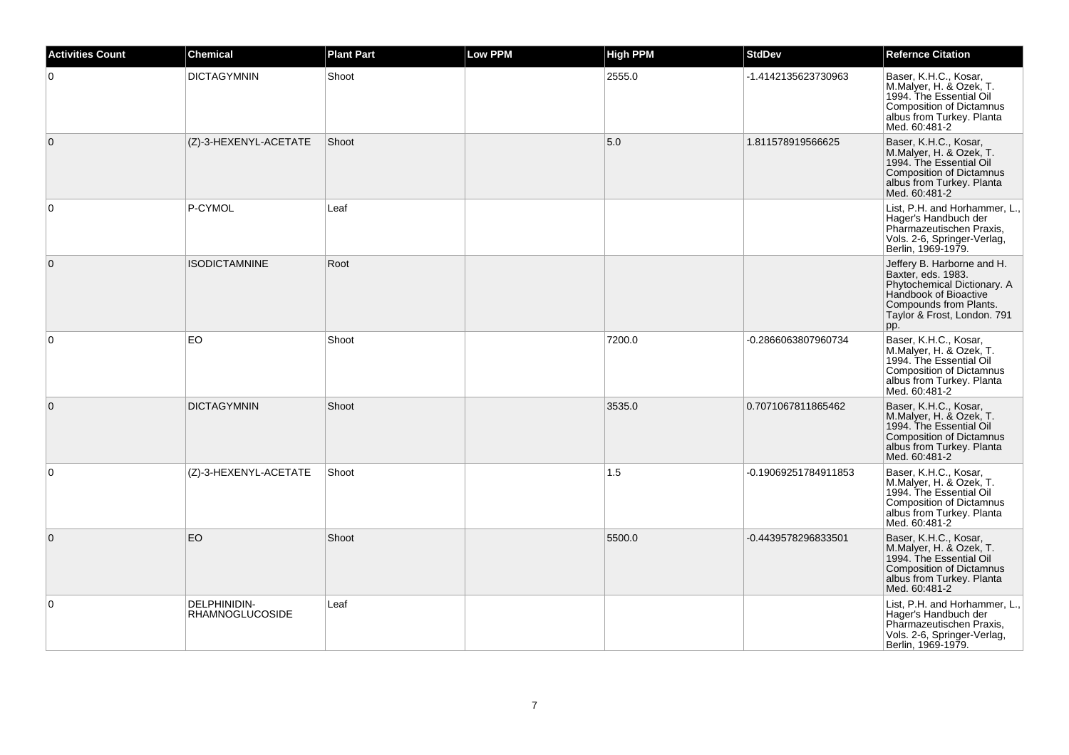| Activities Count | Chemical | Plant Part | Low PPM | High PPM | StdDev | Refernce Citation |
| --- | --- | --- | --- | --- | --- | --- |
| 0 | DICTAGYMNIN | Shoot | | 2555.0 | -1.4142135623730963 | Baser, K.H.C., Kosar, M.Malyer, H. & Ozek, T. 1994. The Essential Oil Composition of Dictamnus albus from Turkey. Planta Med. 60:481-2 |
| 0 | (Z)-3-HEXENYL-ACETATE | Shoot | | 5.0 | 1.811578919566625 | Baser, K.H.C., Kosar, M.Malyer, H. & Ozek, T. 1994. The Essential Oil Composition of Dictamnus albus from Turkey. Planta Med. 60:481-2 |
| 0 | P-CYMOL | Leaf | | | | List, P.H. and Horhammer, L., Hager's Handbuch der Pharmazeutischen Praxis, Vols. 2-6, Springer-Verlag, Berlin, 1969-1979. |
| 0 | ISODICTAMNINE | Root | | | | Jeffery B. Harborne and H. Baxter, eds. 1983. Phytochemical Dictionary. A Handbook of Bioactive Compounds from Plants. Taylor & Frost, London. 791 pp. |
| 0 | EO | Shoot | | 7200.0 | -0.2866063807960734 | Baser, K.H.C., Kosar, M.Malyer, H. & Ozek, T. 1994. The Essential Oil Composition of Dictamnus albus from Turkey. Planta Med. 60:481-2 |
| 0 | DICTAGYMNIN | Shoot | | 3535.0 | 0.7071067811865462 | Baser, K.H.C., Kosar, M.Malyer, H. & Ozek, T. 1994. The Essential Oil Composition of Dictamnus albus from Turkey. Planta Med. 60:481-2 |
| 0 | (Z)-3-HEXENYL-ACETATE | Shoot | | 1.5 | -0.19069251784911853 | Baser, K.H.C., Kosar, M.Malyer, H. & Ozek, T. 1994. The Essential Oil Composition of Dictamnus albus from Turkey. Planta Med. 60:481-2 |
| 0 | EO | Shoot | | 5500.0 | -0.4439578296833501 | Baser, K.H.C., Kosar, M.Malyer, H. & Ozek, T. 1994. The Essential Oil Composition of Dictamnus albus from Turkey. Planta Med. 60:481-2 |
| 0 | DELPHINIDIN-RHAMNOGLUCOSIDE | Leaf | | | | List, P.H. and Horhammer, L., Hager's Handbuch der Pharmazeutischen Praxis, Vols. 2-6, Springer-Verlag, Berlin, 1969-1979. |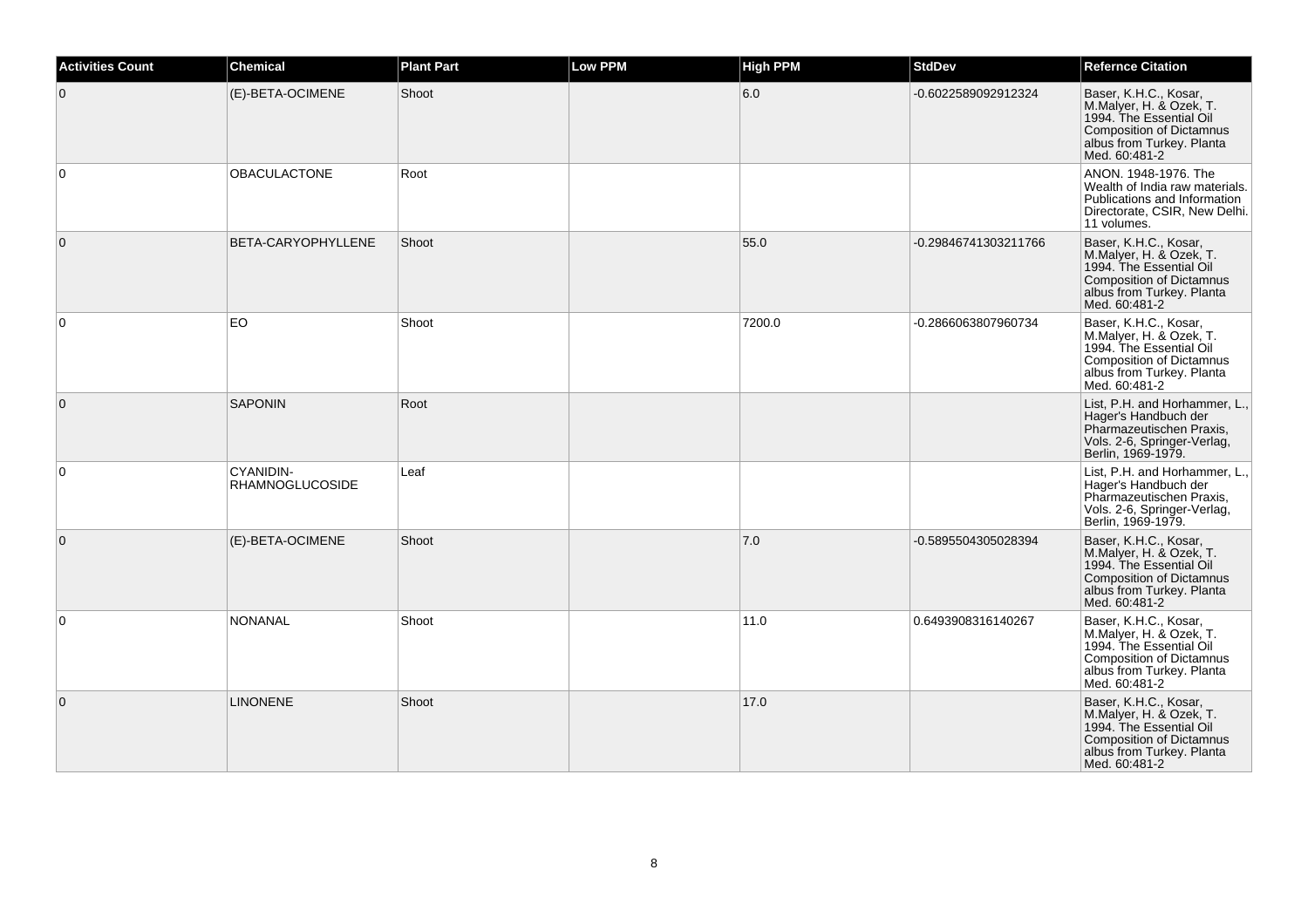| Activities Count | Chemical | Plant Part | Low PPM | High PPM | StdDev | Refernce Citation |
| --- | --- | --- | --- | --- | --- | --- |
| 0 | (E)-BETA-OCIMENE | Shoot | | 6.0 | -0.6022589092912324 | Baser, K.H.C., Kosar, M.Malyer, H. & Ozek, T. 1994. The Essential Oil Composition of Dictamnus albus from Turkey. Planta Med. 60:481-2 |
| 0 | OBACULACTONE | Root | | | | ANON. 1948-1976. The Wealth of India raw materials. Publications and Information Directorate, CSIR, New Delhi. 11 volumes. |
| 0 | BETA-CARYOPHYLLENE | Shoot | | 55.0 | -0.29846741303211766 | Baser, K.H.C., Kosar, M.Malyer, H. & Ozek, T. 1994. The Essential Oil Composition of Dictamnus albus from Turkey. Planta Med. 60:481-2 |
| 0 | EO | Shoot | | 7200.0 | -0.2866063807960734 | Baser, K.H.C., Kosar, M.Malyer, H. & Ozek, T. 1994. The Essential Oil Composition of Dictamnus albus from Turkey. Planta Med. 60:481-2 |
| 0 | SAPONIN | Root | | | | List, P.H. and Horhammer, L., Hager's Handbuch der Pharmazeutischen Praxis, Vols. 2-6, Springer-Verlag, Berlin, 1969-1979. |
| 0 | CYANIDIN-RHAMNOGLUCOSIDE | Leaf | | | | List, P.H. and Horhammer, L., Hager's Handbuch der Pharmazeutischen Praxis, Vols. 2-6, Springer-Verlag, Berlin, 1969-1979. |
| 0 | (E)-BETA-OCIMENE | Shoot | | 7.0 | -0.5895504305028394 | Baser, K.H.C., Kosar, M.Malyer, H. & Ozek, T. 1994. The Essential Oil Composition of Dictamnus albus from Turkey. Planta Med. 60:481-2 |
| 0 | NONANAL | Shoot | | 11.0 | 0.6493908316140267 | Baser, K.H.C., Kosar, M.Malyer, H. & Ozek, T. 1994. The Essential Oil Composition of Dictamnus albus from Turkey. Planta Med. 60:481-2 |
| 0 | LINONENE | Shoot | | 17.0 | | Baser, K.H.C., Kosar, M.Malyer, H. & Ozek, T. 1994. The Essential Oil Composition of Dictamnus albus from Turkey. Planta Med. 60:481-2 |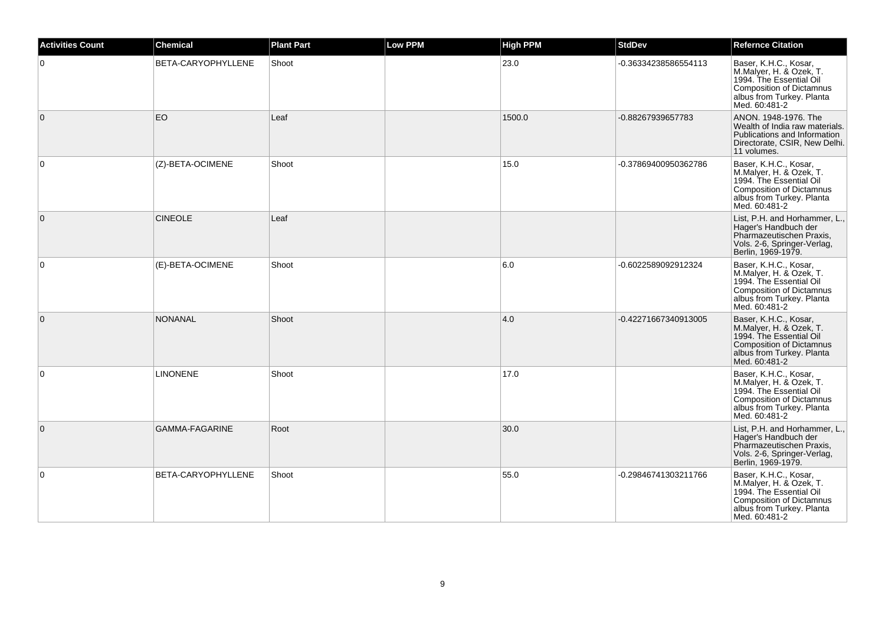| Activities Count | Chemical | Plant Part | Low PPM | High PPM | StdDev | Refernce Citation |
|---|---|---|---|---|---|---|
| 0 | BETA-CARYOPHYLLENE | Shoot | | 23.0 | -0.36334238586554113 | Baser, K.H.C., Kosar, M.Malyer, H. & Ozek, T. 1994. The Essential Oil Composition of Dictamnus albus from Turkey. Planta Med. 60:481-2 |
| 0 | EO | Leaf | | 1500.0 | -0.88267939657783 | ANON. 1948-1976. The Wealth of India raw materials. Publications and Information Directorate, CSIR, New Delhi. 11 volumes. |
| 0 | (Z)-BETA-OCIMENE | Shoot | | 15.0 | -0.37869400950362786 | Baser, K.H.C., Kosar, M.Malyer, H. & Ozek, T. 1994. The Essential Oil Composition of Dictamnus albus from Turkey. Planta Med. 60:481-2 |
| 0 | CINEOLE | Leaf | | | | List, P.H. and Horhammer, L., Hager's Handbuch der Pharmazeutischen Praxis, Vols. 2-6, Springer-Verlag, Berlin, 1969-1979. |
| 0 | (E)-BETA-OCIMENE | Shoot | | 6.0 | -0.6022589092912324 | Baser, K.H.C., Kosar, M.Malyer, H. & Ozek, T. 1994. The Essential Oil Composition of Dictamnus albus from Turkey. Planta Med. 60:481-2 |
| 0 | NONANAL | Shoot | | 4.0 | -0.42271667340913005 | Baser, K.H.C., Kosar, M.Malyer, H. & Ozek, T. 1994. The Essential Oil Composition of Dictamnus albus from Turkey. Planta Med. 60:481-2 |
| 0 | LINONENE | Shoot | | 17.0 | | Baser, K.H.C., Kosar, M.Malyer, H. & Ozek, T. 1994. The Essential Oil Composition of Dictamnus albus from Turkey. Planta Med. 60:481-2 |
| 0 | GAMMA-FAGARINE | Root | | 30.0 | | List, P.H. and Horhammer, L., Hager's Handbuch der Pharmazeutischen Praxis, Vols. 2-6, Springer-Verlag, Berlin, 1969-1979. |
| 0 | BETA-CARYOPHYLLENE | Shoot | | 55.0 | -0.29846741303211766 | Baser, K.H.C., Kosar, M.Malyer, H. & Ozek, T. 1994. The Essential Oil Composition of Dictamnus albus from Turkey. Planta Med. 60:481-2 |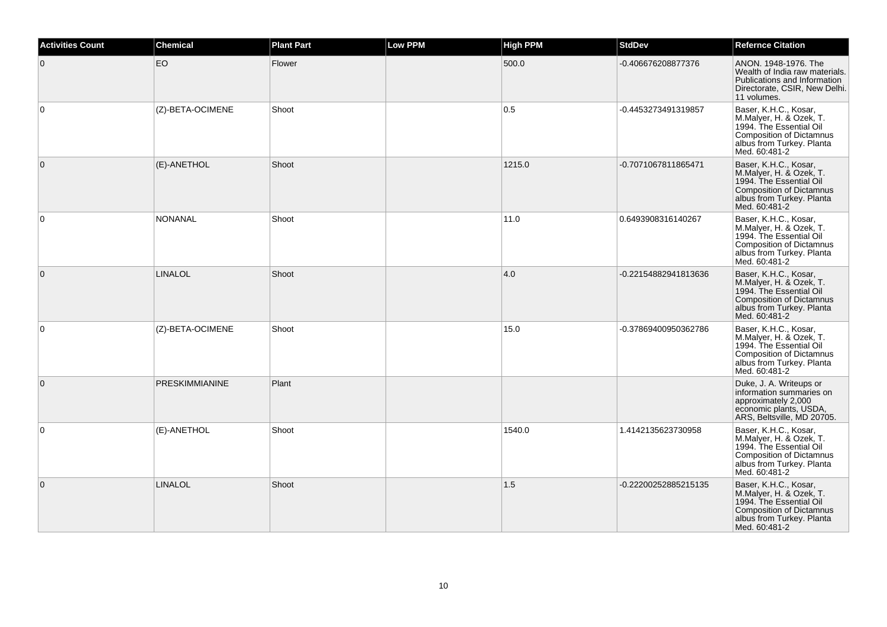| Activities Count | Chemical | Plant Part | Low PPM | High PPM | StdDev | Refernce Citation |
| --- | --- | --- | --- | --- | --- | --- |
| 0 | EO | Flower | | 500.0 | -0.406676208877376 | ANON. 1948-1976. The Wealth of India raw materials. Publications and Information Directorate, CSIR, New Delhi. 11 volumes. |
| 0 | (Z)-BETA-OCIMENE | Shoot | | 0.5 | -0.4453273491319857 | Baser, K.H.C., Kosar, M.Malyer, H. & Ozek, T. 1994. The Essential Oil Composition of Dictamnus albus from Turkey. Planta Med. 60:481-2 |
| 0 | (E)-ANETHOL | Shoot | | 1215.0 | -0.7071067811865471 | Baser, K.H.C., Kosar, M.Malyer, H. & Ozek, T. 1994. The Essential Oil Composition of Dictamnus albus from Turkey. Planta Med. 60:481-2 |
| 0 | NONANAL | Shoot | | 11.0 | 0.6493908316140267 | Baser, K.H.C., Kosar, M.Malyer, H. & Ozek, T. 1994. The Essential Oil Composition of Dictamnus albus from Turkey. Planta Med. 60:481-2 |
| 0 | LINALOL | Shoot | | 4.0 | -0.22154882941813636 | Baser, K.H.C., Kosar, M.Malyer, H. & Ozek, T. 1994. The Essential Oil Composition of Dictamnus albus from Turkey. Planta Med. 60:481-2 |
| 0 | (Z)-BETA-OCIMENE | Shoot | | 15.0 | -0.37869400950362786 | Baser, K.H.C., Kosar, M.Malyer, H. & Ozek, T. 1994. The Essential Oil Composition of Dictamnus albus from Turkey. Planta Med. 60:481-2 |
| 0 | PRESKIMMIANINE | Plant | | | | Duke, J. A. Writeups or information summaries on approximately 2,000 economic plants, USDA, ARS, Beltsville, MD 20705. |
| 0 | (E)-ANETHOL | Shoot | | 1540.0 | 1.4142135623730958 | Baser, K.H.C., Kosar, M.Malyer, H. & Ozek, T. 1994. The Essential Oil Composition of Dictamnus albus from Turkey. Planta Med. 60:481-2 |
| 0 | LINALOL | Shoot | | 1.5 | -0.22200252885215135 | Baser, K.H.C., Kosar, M.Malyer, H. & Ozek, T. 1994. The Essential Oil Composition of Dictamnus albus from Turkey. Planta Med. 60:481-2 |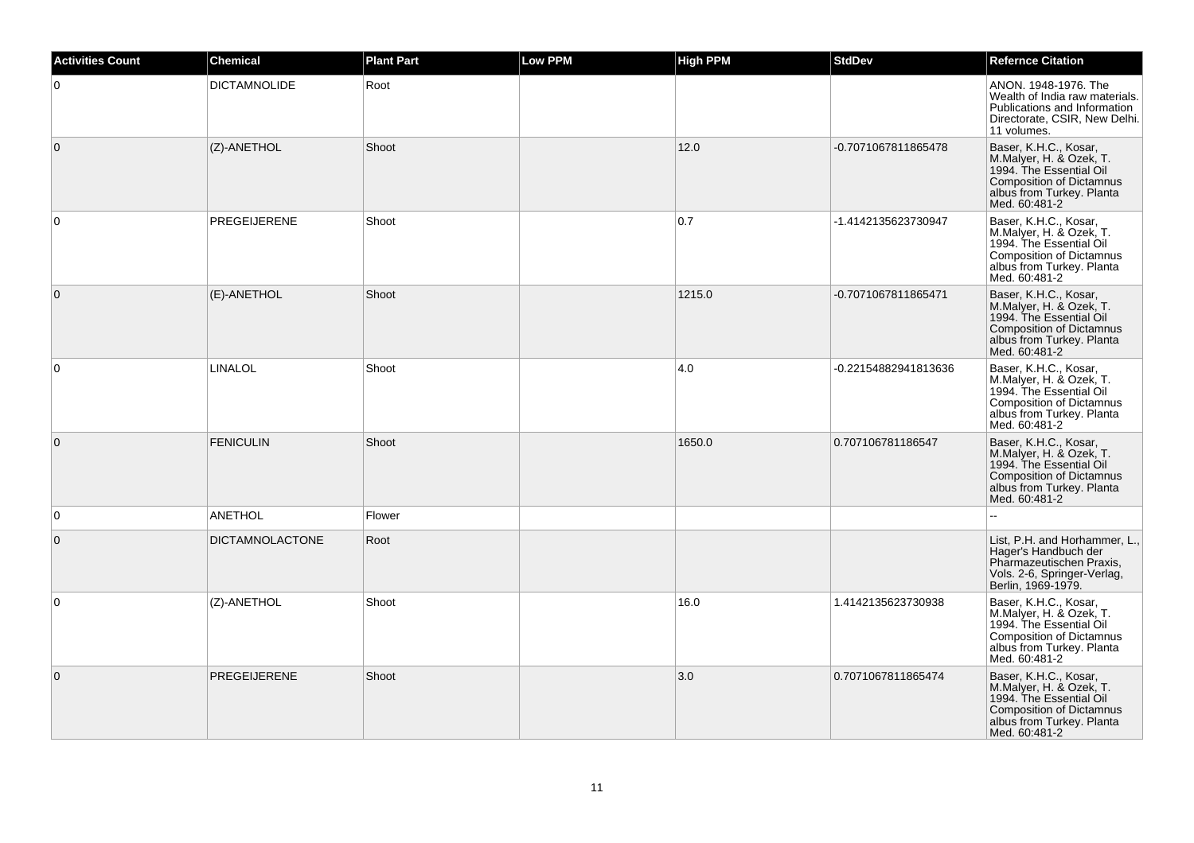| Activities Count | Chemical | Plant Part | Low PPM | High PPM | StdDev | Refernce Citation |
| --- | --- | --- | --- | --- | --- | --- |
| 0 | DICTAMNOLIDE | Root | | | | ANON. 1948-1976. The Wealth of India raw materials. Publications and Information Directorate, CSIR, New Delhi. 11 volumes. |
| 0 | (Z)-ANETHOL | Shoot | | 12.0 | -0.7071067811865478 | Baser, K.H.C., Kosar, M.Malyer, H. & Ozek, T. 1994. The Essential Oil Composition of Dictamnus albus from Turkey. Planta Med. 60:481-2 |
| 0 | PREGEIJERENE | Shoot | | 0.7 | -1.4142135623730947 | Baser, K.H.C., Kosar, M.Malyer, H. & Ozek, T. 1994. The Essential Oil Composition of Dictamnus albus from Turkey. Planta Med. 60:481-2 |
| 0 | (E)-ANETHOL | Shoot | | 1215.0 | -0.7071067811865471 | Baser, K.H.C., Kosar, M.Malyer, H. & Ozek, T. 1994. The Essential Oil Composition of Dictamnus albus from Turkey. Planta Med. 60:481-2 |
| 0 | LINALOL | Shoot | | 4.0 | -0.22154882941813636 | Baser, K.H.C., Kosar, M.Malyer, H. & Ozek, T. 1994. The Essential Oil Composition of Dictamnus albus from Turkey. Planta Med. 60:481-2 |
| 0 | FENICULIN | Shoot | | 1650.0 | 0.707106781186547 | Baser, K.H.C., Kosar, M.Malyer, H. & Ozek, T. 1994. The Essential Oil Composition of Dictamnus albus from Turkey. Planta Med. 60:481-2 |
| 0 | ANETHOL | Flower | | | | -- |
| 0 | DICTAMNOLACTONE | Root | | | | List, P.H. and Horhammer, L., Hager's Handbuch der Pharmazeutischen Praxis, Vols. 2-6, Springer-Verlag, Berlin, 1969-1979. |
| 0 | (Z)-ANETHOL | Shoot | | 16.0 | 1.4142135623730938 | Baser, K.H.C., Kosar, M.Malyer, H. & Ozek, T. 1994. The Essential Oil Composition of Dictamnus albus from Turkey. Planta Med. 60:481-2 |
| 0 | PREGEIJERENE | Shoot | | 3.0 | 0.7071067811865474 | Baser, K.H.C., Kosar, M.Malyer, H. & Ozek, T. 1994. The Essential Oil Composition of Dictamnus albus from Turkey. Planta Med. 60:481-2 |